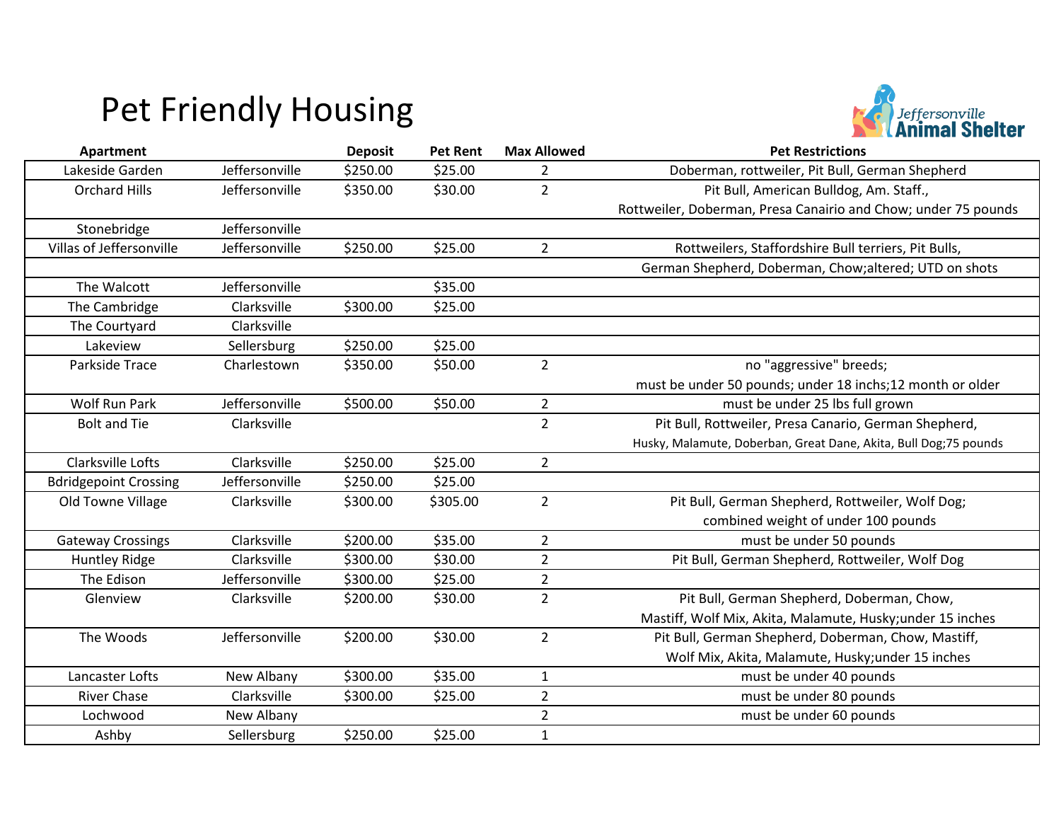# Pet Friendly Housing

Jeffersonville Animal Shelter

| Apartment | | Deposit | Pet Rent | Max Allowed | Pet Restrictions |
|---|---|---|---|---|---|
| Lakeside Garden | Jeffersonville | $250.00 | $25.00 | 2 | Doberman, rottweiler, Pit Bull, German Shepherd |
| Orchard Hills | Jeffersonville | $350.00 | $30.00 | 2 | Pit Bull, American Bulldog, Am. Staff., Rottweiler, Doberman, Presa Canairio and Chow; under 75 pounds |
| Stonebridge | Jeffersonville | | | | |
| Villas of Jeffersonville | Jeffersonville | $250.00 | $25.00 | 2 | Rottweilers, Staffordshire Bull terriers, Pit Bulls, German Shepherd, Doberman, Chow;altered; UTD on shots |
| The Walcott | Jeffersonville | | $35.00 | | |
| The Cambridge | Clarksville | $300.00 | $25.00 | | |
| The Courtyard | Clarksville | | | | |
| Lakeview | Sellersburg | $250.00 | $25.00 | | |
| Parkside Trace | Charlestown | $350.00 | $50.00 | 2 | no "aggressive" breeds; must be under 50 pounds; under 18 inchs;12 month or older |
| Wolf Run Park | Jeffersonville | $500.00 | $50.00 | 2 | must be under 25 lbs full grown |
| Bolt and Tie | Clarksville | | | 2 | Pit Bull, Rottweiler, Presa Canario, German Shepherd, Husky, Malamute, Doberban, Great Dane, Akita, Bull Dog;75 pounds |
| Clarksville Lofts | Clarksville | $250.00 | $25.00 | 2 | |
| Bdridgepoint Crossing | Jeffersonville | $250.00 | $25.00 | | |
| Old Towne Village | Clarksville | $300.00 | $305.00 | 2 | Pit Bull, German Shepherd, Rottweiler, Wolf Dog; combined weight of under 100 pounds |
| Gateway Crossings | Clarksville | $200.00 | $35.00 | 2 | must be under 50 pounds |
| Huntley Ridge | Clarksville | $300.00 | $30.00 | 2 | Pit Bull, German Shepherd, Rottweiler, Wolf Dog |
| The Edison | Jeffersonville | $300.00 | $25.00 | 2 | |
| Glenview | Clarksville | $200.00 | $30.00 | 2 | Pit Bull, German Shepherd, Doberman, Chow, Mastiff, Wolf Mix, Akita, Malamute, Husky;under 15 inches |
| The Woods | Jeffersonville | $200.00 | $30.00 | 2 | Pit Bull, German Shepherd, Doberman, Chow, Mastiff, Wolf Mix, Akita, Malamute, Husky;under 15 inches |
| Lancaster Lofts | New Albany | $300.00 | $35.00 | 1 | must be under 40 pounds |
| River Chase | Clarksville | $300.00 | $25.00 | 2 | must be under 80 pounds |
| Lochwood | New Albany | | | 2 | must be under 60 pounds |
| Ashby | Sellersburg | $250.00 | $25.00 | 1 | |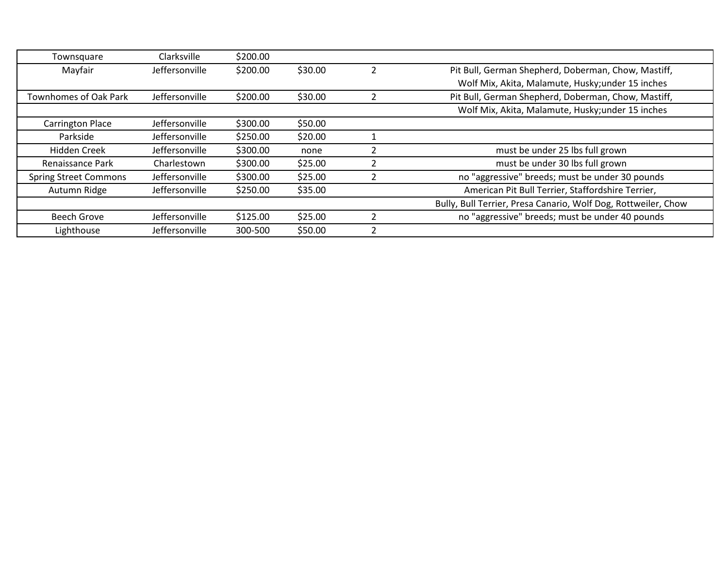| | | | | | |
|---|---|---|---|---|---|
| Townsquare | Clarksville | $200.00 | | | |
| Mayfair | Jeffersonville | $200.00 | $30.00 | 2 | Pit Bull, German Shepherd, Doberman, Chow, Mastiff, Wolf Mix, Akita, Malamute, Husky;under 15 inches |
| Townhomes of Oak Park | Jeffersonville | $200.00 | $30.00 | 2 | Pit Bull, German Shepherd, Doberman, Chow, Mastiff, Wolf Mix, Akita, Malamute, Husky;under 15 inches |
| Carrington Place | Jeffersonville | $300.00 | $50.00 | | |
| Parkside | Jeffersonville | $250.00 | $20.00 | 1 | |
| Hidden Creek | Jeffersonville | $300.00 | none | 2 | must be under 25 lbs full grown |
| Renaissance Park | Charlestown | $300.00 | $25.00 | 2 | must be under 30 lbs full grown |
| Spring Street Commons | Jeffersonville | $300.00 | $25.00 | 2 | no "aggressive" breeds; must be under 30 pounds |
| Autumn Ridge | Jeffersonville | $250.00 | $35.00 | | American Pit Bull Terrier, Staffordshire Terrier, Bully, Bull Terrier, Presa Canario, Wolf Dog, Rottweiler, Chow |
| Beech Grove | Jeffersonville | $125.00 | $25.00 | 2 | no "aggressive" breeds; must be under 40 pounds |
| Lighthouse | Jeffersonville | 300-500 | $50.00 | 2 | |